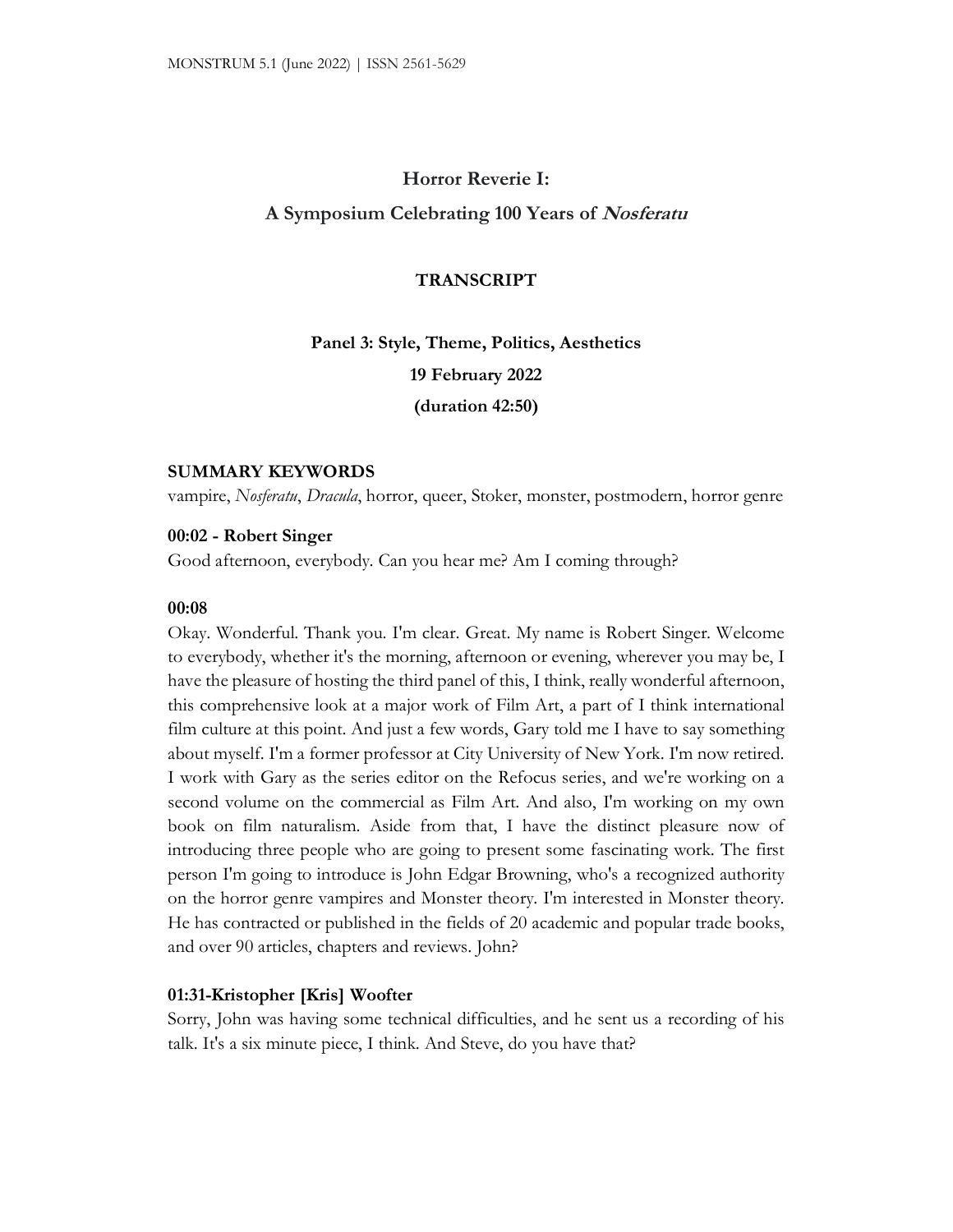# Horror Reverie I:

## A Symposium Celebrating 100 Years of *Nosferatu*

### TRANSCRIPT

### Panel 3: Style, Theme, Politics, Aesthetics

**19 February 2022**

**(duration 42:50)**

**SUMMARY KEYWORDS**

vampire, *Nosferatu*, *Dracula*, horror, queer, Stoker, monster, postmodern, horror genre

**00:02 - Robert Singer**

Good afternoon, everybody. Can you hear me? Am I coming through?

**00:08**

Okay. Wonderful. Thank you. I'm clear. Great. My name is Robert Singer. Welcome to everybody, whether it's the morning, afternoon or evening, wherever you may be, I have the pleasure of hosting the third panel of this, I think, really wonderful afternoon, this comprehensive look at a major work of Film Art, a part of I think international film culture at this point. And just a few words, Gary told me I have to say something about myself. I'm a former professor at City University of New York. I'm now retired. I work with Gary as the series editor on the Refocus series, and we're working on a second volume on the commercial as Film Art. And also, I'm working on my own book on film naturalism. Aside from that, I have the distinct pleasure now of introducing three people who are going to present some fascinating work. The first person I'm going to introduce is John Edgar Browning, who's a recognized authority on the horror genre vampires and Monster theory. I'm interested in Monster theory. He has contracted or published in the fields of 20 academic and popular trade books, and over 90 articles, chapters and reviews. John?

**01:31-Kristopher [Kris] Woofter**

Sorry, John was having some technical difficulties, and he sent us a recording of his talk. It's a six minute piece, I think. And Steve, do you have that?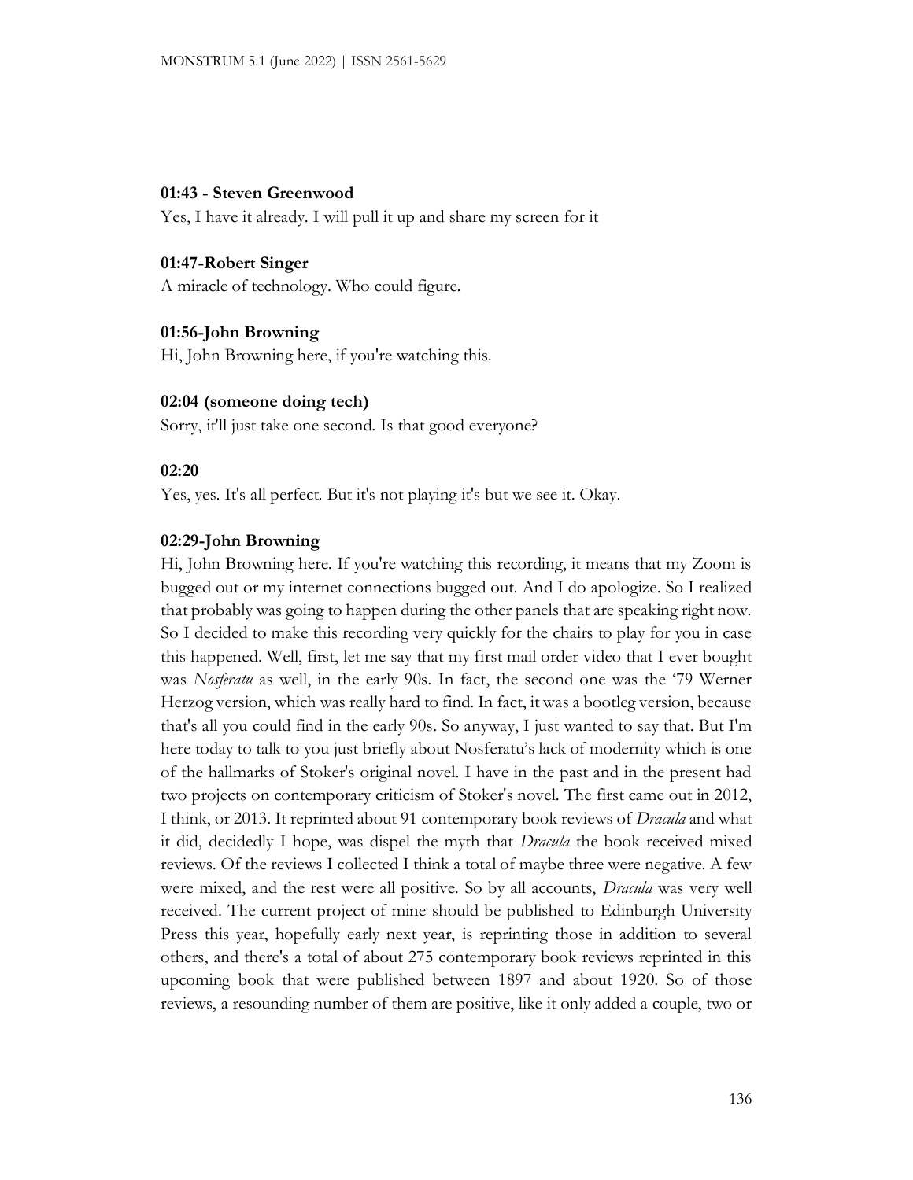**01:43 - Steven Greenwood**

Yes, I have it already. I will pull it up and share my screen for it

**01:47-Robert Singer**

A miracle of technology. Who could figure.

**01:56-John Browning**

Hi, John Browning here, if you're watching this.

**02:04 (someone doing tech)**

Sorry, it'll just take one second. Is that good everyone?

**02:20**

Yes, yes. It's all perfect. But it's not playing it's but we see it. Okay.

**02:29-John Browning**

Hi, John Browning here. If you're watching this recording, it means that my Zoom is bugged out or my internet connections bugged out. And I do apologize. So I realized that probably was going to happen during the other panels that are speaking right now. So I decided to make this recording very quickly for the chairs to play for you in case this happened. Well, first, let me say that my first mail order video that I ever bought was *Nosferatu* as well, in the early 90s. In fact, the second one was the '79 Werner Herzog version, which was really hard to find. In fact, it was a bootleg version, because that's all you could find in the early 90s. So anyway, I just wanted to say that. But I'm here today to talk to you just briefly about Nosferatu's lack of modernity which is one of the hallmarks of Stoker's original novel. I have in the past and in the present had two projects on contemporary criticism of Stoker's novel. The first came out in 2012, I think, or 2013. It reprinted about 91 contemporary book reviews of *Dracula* and what it did, decidedly I hope, was dispel the myth that *Dracula* the book received mixed reviews. Of the reviews I collected I think a total of maybe three were negative. A few were mixed, and the rest were all positive. So by all accounts, *Dracula* was very well received. The current project of mine should be published to Edinburgh University Press this year, hopefully early next year, is reprinting those in addition to several others, and there's a total of about 275 contemporary book reviews reprinted in this upcoming book that were published between 1897 and about 1920. So of those reviews, a resounding number of them are positive, like it only added a couple, two or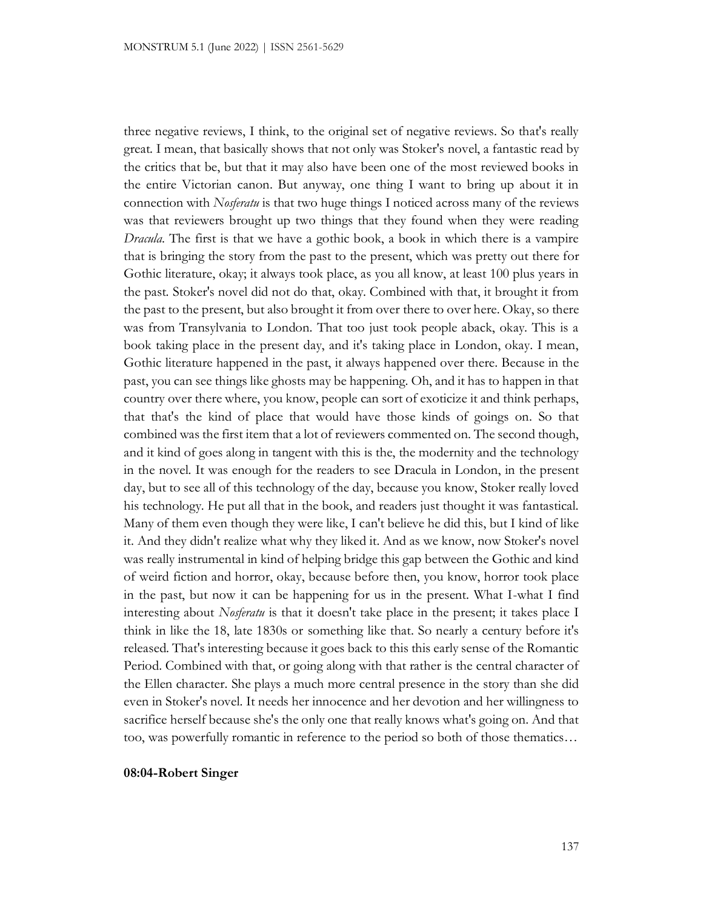three negative reviews, I think, to the original set of negative reviews. So that's really great. I mean, that basically shows that not only was Stoker's novel, a fantastic read by the critics that be, but that it may also have been one of the most reviewed books in the entire Victorian canon. But anyway, one thing I want to bring up about it in connection with *Nosferatu* is that two huge things I noticed across many of the reviews was that reviewers brought up two things that they found when they were reading *Dracula*. The first is that we have a gothic book, a book in which there is a vampire that is bringing the story from the past to the present, which was pretty out there for Gothic literature, okay; it always took place, as you all know, at least 100 plus years in the past. Stoker's novel did not do that, okay. Combined with that, it brought it from the past to the present, but also brought it from over there to over here. Okay, so there was from Transylvania to London. That too just took people aback, okay. This is a book taking place in the present day, and it's taking place in London, okay. I mean, Gothic literature happened in the past, it always happened over there. Because in the past, you can see things like ghosts may be happening. Oh, and it has to happen in that country over there where, you know, people can sort of exoticize it and think perhaps, that that's the kind of place that would have those kinds of goings on. So that combined was the first item that a lot of reviewers commented on. The second though, and it kind of goes along in tangent with this is the, the modernity and the technology in the novel. It was enough for the readers to see Dracula in London, in the present day, but to see all of this technology of the day, because you know, Stoker really loved his technology. He put all that in the book, and readers just thought it was fantastical. Many of them even though they were like, I can't believe he did this, but I kind of like it. And they didn't realize what why they liked it. And as we know, now Stoker's novel was really instrumental in kind of helping bridge this gap between the Gothic and kind of weird fiction and horror, okay, because before then, you know, horror took place in the past, but now it can be happening for us in the present. What I-what I find interesting about *Nosferatu* is that it doesn't take place in the present; it takes place I think in like the 18, late 1830s or something like that. So nearly a century before it's released. That's interesting because it goes back to this this early sense of the Romantic Period. Combined with that, or going along with that rather is the central character of the Ellen character. She plays a much more central presence in the story than she did even in Stoker's novel. It needs her innocence and her devotion and her willingness to sacrifice herself because she's the only one that really knows what's going on. And that too, was powerfully romantic in reference to the period so both of those thematics…

**08:04-Robert Singer**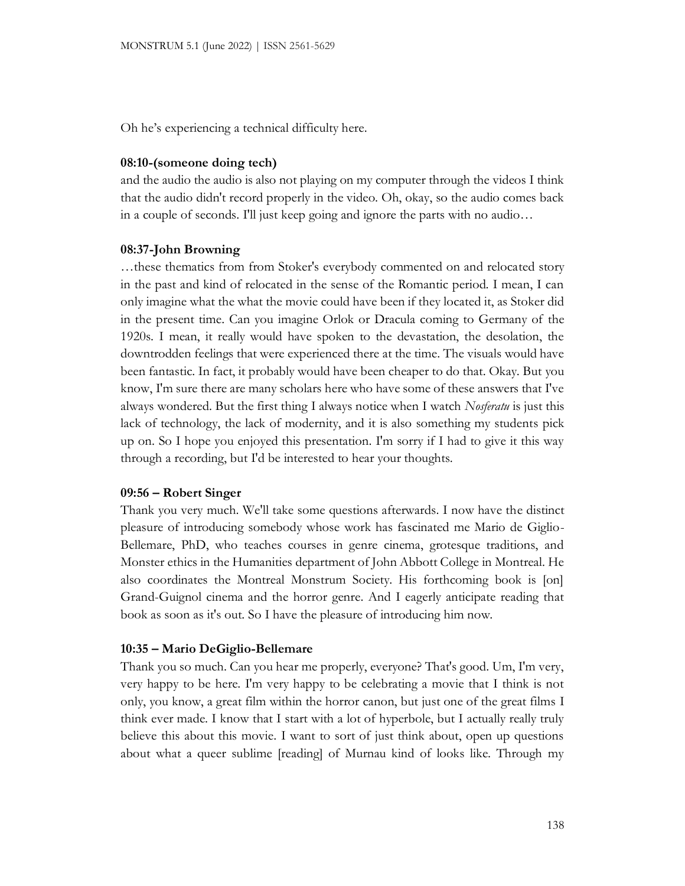Oh he's experiencing a technical difficulty here.

**08:10-(someone doing tech)**

and the audio the audio is also not playing on my computer through the videos I think that the audio didn't record properly in the video. Oh, okay, so the audio comes back in a couple of seconds. I'll just keep going and ignore the parts with no audio…

**08:37-John Browning**

…these thematics from from Stoker's everybody commented on and relocated story in the past and kind of relocated in the sense of the Romantic period. I mean, I can only imagine what the what the movie could have been if they located it, as Stoker did in the present time. Can you imagine Orlok or Dracula coming to Germany of the 1920s. I mean, it really would have spoken to the devastation, the desolation, the downtrodden feelings that were experienced there at the time. The visuals would have been fantastic. In fact, it probably would have been cheaper to do that. Okay. But you know, I'm sure there are many scholars here who have some of these answers that I've always wondered. But the first thing I always notice when I watch *Nosferatu* is just this lack of technology, the lack of modernity, and it is also something my students pick up on. So I hope you enjoyed this presentation. I'm sorry if I had to give it this way through a recording, but I'd be interested to hear your thoughts.

**09:56 – Robert Singer**

Thank you very much. We'll take some questions afterwards. I now have the distinct pleasure of introducing somebody whose work has fascinated me Mario de Giglio-Bellemare, PhD, who teaches courses in genre cinema, grotesque traditions, and Monster ethics in the Humanities department of John Abbott College in Montreal. He also coordinates the Montreal Monstrum Society. His forthcoming book is [on] Grand-Guignol cinema and the horror genre. And I eagerly anticipate reading that book as soon as it's out. So I have the pleasure of introducing him now.

**10:35 – Mario DeGiglio-Bellemare**

Thank you so much. Can you hear me properly, everyone? That's good. Um, I'm very, very happy to be here. I'm very happy to be celebrating a movie that I think is not only, you know, a great film within the horror canon, but just one of the great films I think ever made. I know that I start with a lot of hyperbole, but I actually really truly believe this about this movie. I want to sort of just think about, open up questions about what a queer sublime [reading] of Murnau kind of looks like. Through my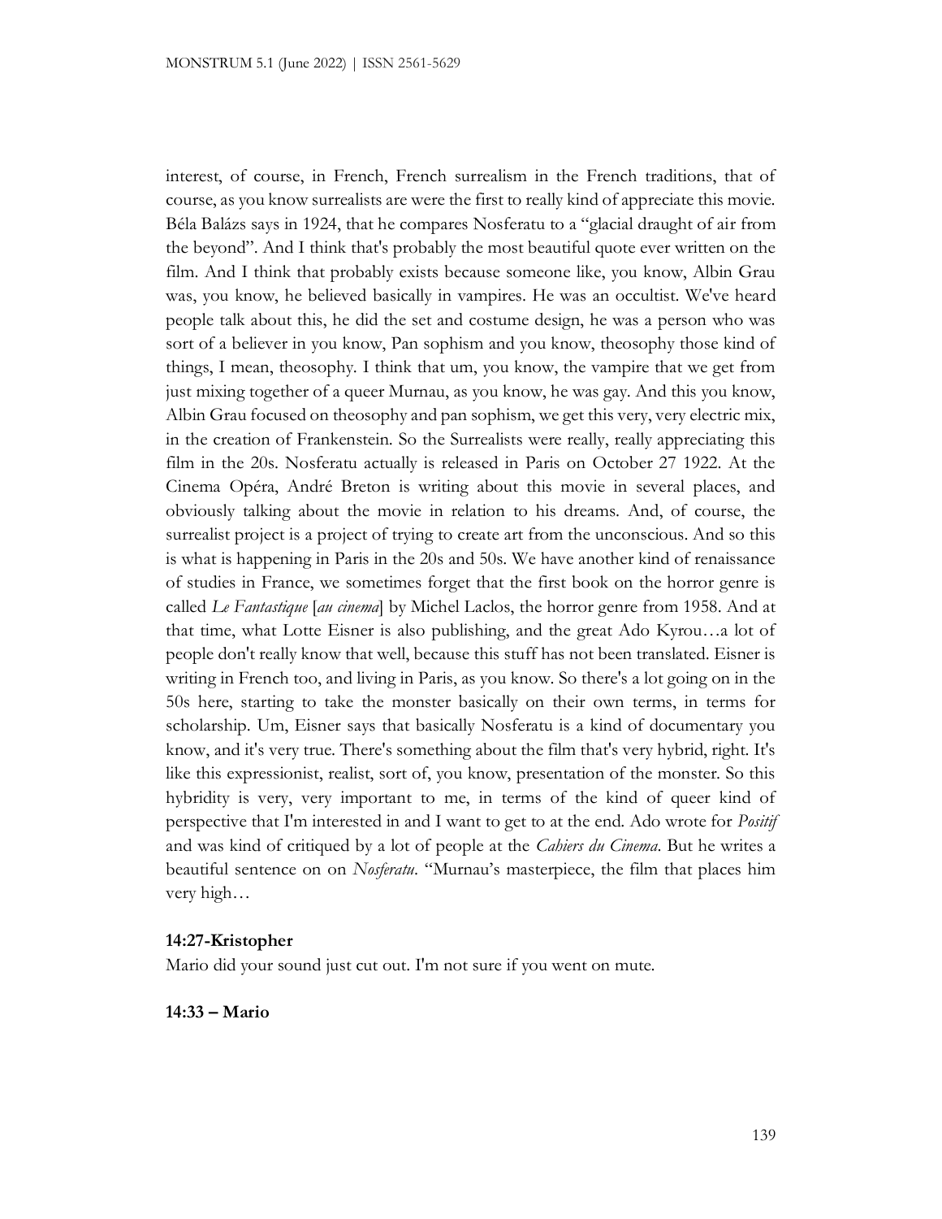interest, of course, in French, French surrealism in the French traditions, that of course, as you know surrealists are were the first to really kind of appreciate this movie. Béla Balázs says in 1924, that he compares Nosferatu to a "glacial draught of air from the beyond". And I think that's probably the most beautiful quote ever written on the film. And I think that probably exists because someone like, you know, Albin Grau was, you know, he believed basically in vampires. He was an occultist. We've heard people talk about this, he did the set and costume design, he was a person who was sort of a believer in you know, Pan sophism and you know, theosophy those kind of things, I mean, theosophy. I think that um, you know, the vampire that we get from just mixing together of a queer Murnau, as you know, he was gay. And this you know, Albin Grau focused on theosophy and pan sophism, we get this very, very electric mix, in the creation of Frankenstein. So the Surrealists were really, really appreciating this film in the 20s. Nosferatu actually is released in Paris on October 27 1922. At the Cinema Opéra, André Breton is writing about this movie in several places, and obviously talking about the movie in relation to his dreams. And, of course, the surrealist project is a project of trying to create art from the unconscious. And so this is what is happening in Paris in the 20s and 50s. We have another kind of renaissance of studies in France, we sometimes forget that the first book on the horror genre is called *Le Fantastique* [*au cinema*] by Michel Laclos, the horror genre from 1958. And at that time, what Lotte Eisner is also publishing, and the great Ado Kyrou…a lot of people don't really know that well, because this stuff has not been translated. Eisner is writing in French too, and living in Paris, as you know. So there's a lot going on in the 50s here, starting to take the monster basically on their own terms, in terms for scholarship. Um, Eisner says that basically Nosferatu is a kind of documentary you know, and it's very true. There's something about the film that's very hybrid, right. It's like this expressionist, realist, sort of, you know, presentation of the monster. So this hybridity is very, very important to me, in terms of the kind of queer kind of perspective that I'm interested in and I want to get to at the end. Ado wrote for *Positif* and was kind of critiqued by a lot of people at the *Cahiers du Cinema*. But he writes a beautiful sentence on on *Nosferatu*. "Murnau's masterpiece, the film that places him very high…

**14:27-Kristopher**

Mario did your sound just cut out. I'm not sure if you went on mute.

**14:33 – Mario**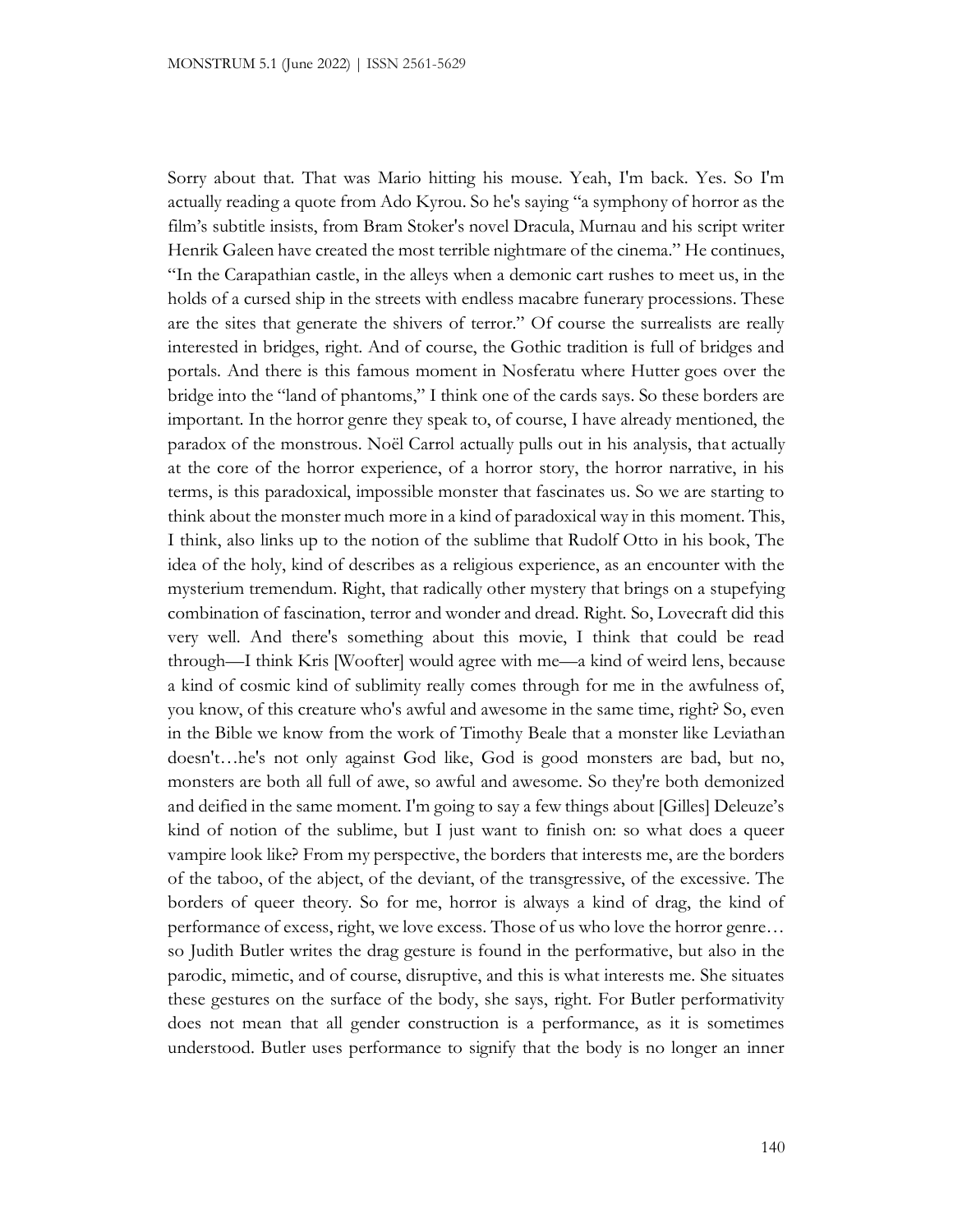Sorry about that. That was Mario hitting his mouse. Yeah, I'm back. Yes. So I'm actually reading a quote from Ado Kyrou. So he's saying "a symphony of horror as the film's subtitle insists, from Bram Stoker's novel Dracula, Murnau and his script writer Henrik Galeen have created the most terrible nightmare of the cinema." He continues, "In the Carapathian castle, in the alleys when a demonic cart rushes to meet us, in the holds of a cursed ship in the streets with endless macabre funerary processions. These are the sites that generate the shivers of terror." Of course the surrealists are really interested in bridges, right. And of course, the Gothic tradition is full of bridges and portals. And there is this famous moment in Nosferatu where Hutter goes over the bridge into the "land of phantoms," I think one of the cards says. So these borders are important. In the horror genre they speak to, of course, I have already mentioned, the paradox of the monstrous. Noël Carrol actually pulls out in his analysis, that actually at the core of the horror experience, of a horror story, the horror narrative, in his terms, is this paradoxical, impossible monster that fascinates us. So we are starting to think about the monster much more in a kind of paradoxical way in this moment. This, I think, also links up to the notion of the sublime that Rudolf Otto in his book, The idea of the holy, kind of describes as a religious experience, as an encounter with the mysterium tremendum. Right, that radically other mystery that brings on a stupefying combination of fascination, terror and wonder and dread. Right. So, Lovecraft did this very well. And there's something about this movie, I think that could be read through—I think Kris [Woofter] would agree with me—a kind of weird lens, because a kind of cosmic kind of sublimity really comes through for me in the awfulness of, you know, of this creature who's awful and awesome in the same time, right? So, even in the Bible we know from the work of Timothy Beale that a monster like Leviathan doesn't…he's not only against God like, God is good monsters are bad, but no, monsters are both all full of awe, so awful and awesome. So they're both demonized and deified in the same moment. I'm going to say a few things about [Gilles] Deleuze's kind of notion of the sublime, but I just want to finish on: so what does a queer vampire look like? From my perspective, the borders that interests me, are the borders of the taboo, of the abject, of the deviant, of the transgressive, of the excessive. The borders of queer theory. So for me, horror is always a kind of drag, the kind of performance of excess, right, we love excess. Those of us who love the horror genre… so Judith Butler writes the drag gesture is found in the performative, but also in the parodic, mimetic, and of course, disruptive, and this is what interests me. She situates these gestures on the surface of the body, she says, right. For Butler performativity does not mean that all gender construction is a performance, as it is sometimes understood. Butler uses performance to signify that the body is no longer an inner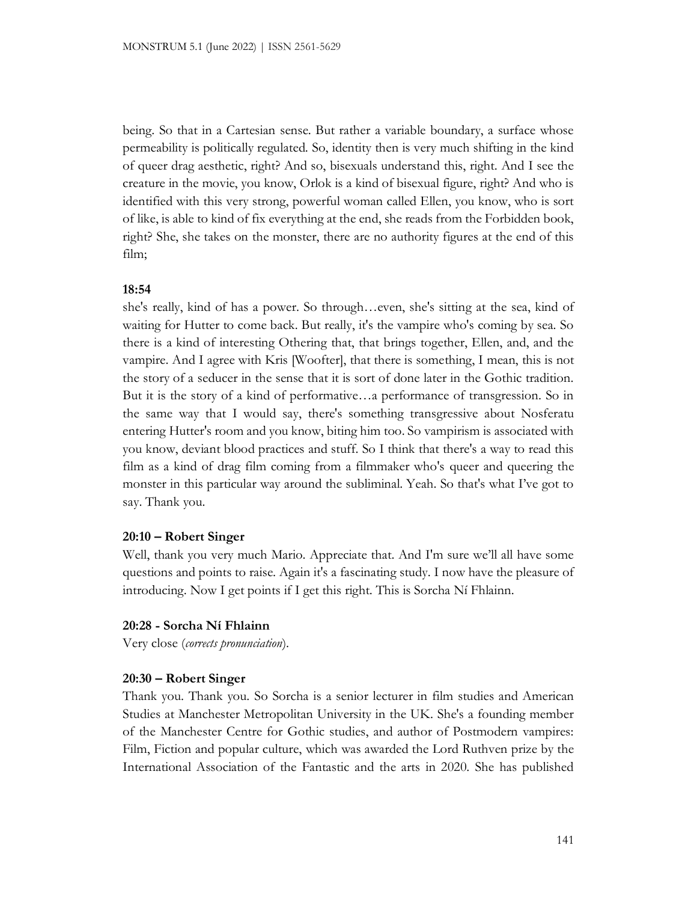being. So that in a Cartesian sense. But rather a variable boundary, a surface whose permeability is politically regulated. So, identity then is very much shifting in the kind of queer drag aesthetic, right? And so, bisexuals understand this, right. And I see the creature in the movie, you know, Orlok is a kind of bisexual figure, right? And who is identified with this very strong, powerful woman called Ellen, you know, who is sort of like, is able to kind of fix everything at the end, she reads from the Forbidden book, right? She, she takes on the monster, there are no authority figures at the end of this film;

**18:54**

she's really, kind of has a power. So through…even, she's sitting at the sea, kind of waiting for Hutter to come back. But really, it's the vampire who's coming by sea. So there is a kind of interesting Othering that, that brings together, Ellen, and, and the vampire. And I agree with Kris [Woofter], that there is something, I mean, this is not the story of a seducer in the sense that it is sort of done later in the Gothic tradition. But it is the story of a kind of performative…a performance of transgression. So in the same way that I would say, there's something transgressive about Nosferatu entering Hutter's room and you know, biting him too. So vampirism is associated with you know, deviant blood practices and stuff. So I think that there's a way to read this film as a kind of drag film coming from a filmmaker who's queer and queering the monster in this particular way around the subliminal. Yeah. So that's what I've got to say. Thank you.

**20:10 – Robert Singer**

Well, thank you very much Mario. Appreciate that. And I'm sure we'll all have some questions and points to raise. Again it's a fascinating study. I now have the pleasure of introducing. Now I get points if I get this right. This is Sorcha Ní Fhlainn.

**20:28 - Sorcha Ní Fhlainn**

Very close (*corrects pronunciation*).

**20:30 – Robert Singer**

Thank you. Thank you. So Sorcha is a senior lecturer in film studies and American Studies at Manchester Metropolitan University in the UK. She's a founding member of the Manchester Centre for Gothic studies, and author of Postmodern vampires: Film, Fiction and popular culture, which was awarded the Lord Ruthven prize by the International Association of the Fantastic and the arts in 2020. She has published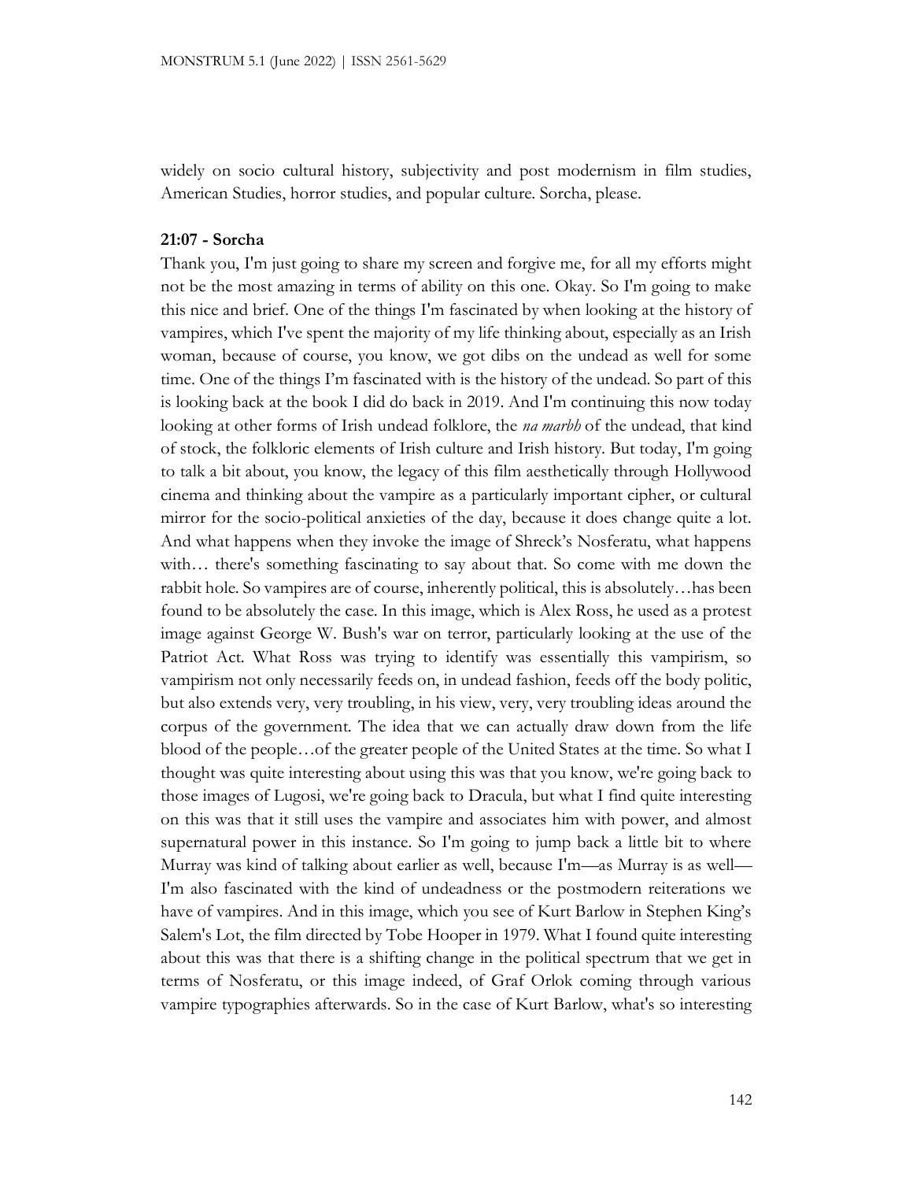widely on socio cultural history, subjectivity and post modernism in film studies, American Studies, horror studies, and popular culture. Sorcha, please.

**21:07 - Sorcha**

Thank you, I'm just going to share my screen and forgive me, for all my efforts might not be the most amazing in terms of ability on this one. Okay. So I'm going to make this nice and brief. One of the things I'm fascinated by when looking at the history of vampires, which I've spent the majority of my life thinking about, especially as an Irish woman, because of course, you know, we got dibs on the undead as well for some time. One of the things I'm fascinated with is the history of the undead. So part of this is looking back at the book I did do back in 2019. And I'm continuing this now today looking at other forms of Irish undead folklore, the *na marbh* of the undead, that kind of stock, the folkloric elements of Irish culture and Irish history. But today, I'm going to talk a bit about, you know, the legacy of this film aesthetically through Hollywood cinema and thinking about the vampire as a particularly important cipher, or cultural mirror for the socio-political anxieties of the day, because it does change quite a lot. And what happens when they invoke the image of Shreck's Nosferatu, what happens with… there's something fascinating to say about that. So come with me down the rabbit hole. So vampires are of course, inherently political, this is absolutely…has been found to be absolutely the case. In this image, which is Alex Ross, he used as a protest image against George W. Bush's war on terror, particularly looking at the use of the Patriot Act. What Ross was trying to identify was essentially this vampirism, so vampirism not only necessarily feeds on, in undead fashion, feeds off the body politic, but also extends very, very troubling, in his view, very, very troubling ideas around the corpus of the government. The idea that we can actually draw down from the life blood of the people…of the greater people of the United States at the time. So what I thought was quite interesting about using this was that you know, we're going back to those images of Lugosi, we're going back to Dracula, but what I find quite interesting on this was that it still uses the vampire and associates him with power, and almost supernatural power in this instance. So I'm going to jump back a little bit to where Murray was kind of talking about earlier as well, because I'm—as Murray is as well—I'm also fascinated with the kind of undeadness or the postmodern reiterations we have of vampires. And in this image, which you see of Kurt Barlow in Stephen King's Salem's Lot, the film directed by Tobe Hooper in 1979. What I found quite interesting about this was that there is a shifting change in the political spectrum that we get in terms of Nosferatu, or this image indeed, of Graf Orlok coming through various vampire typographies afterwards. So in the case of Kurt Barlow, what's so interesting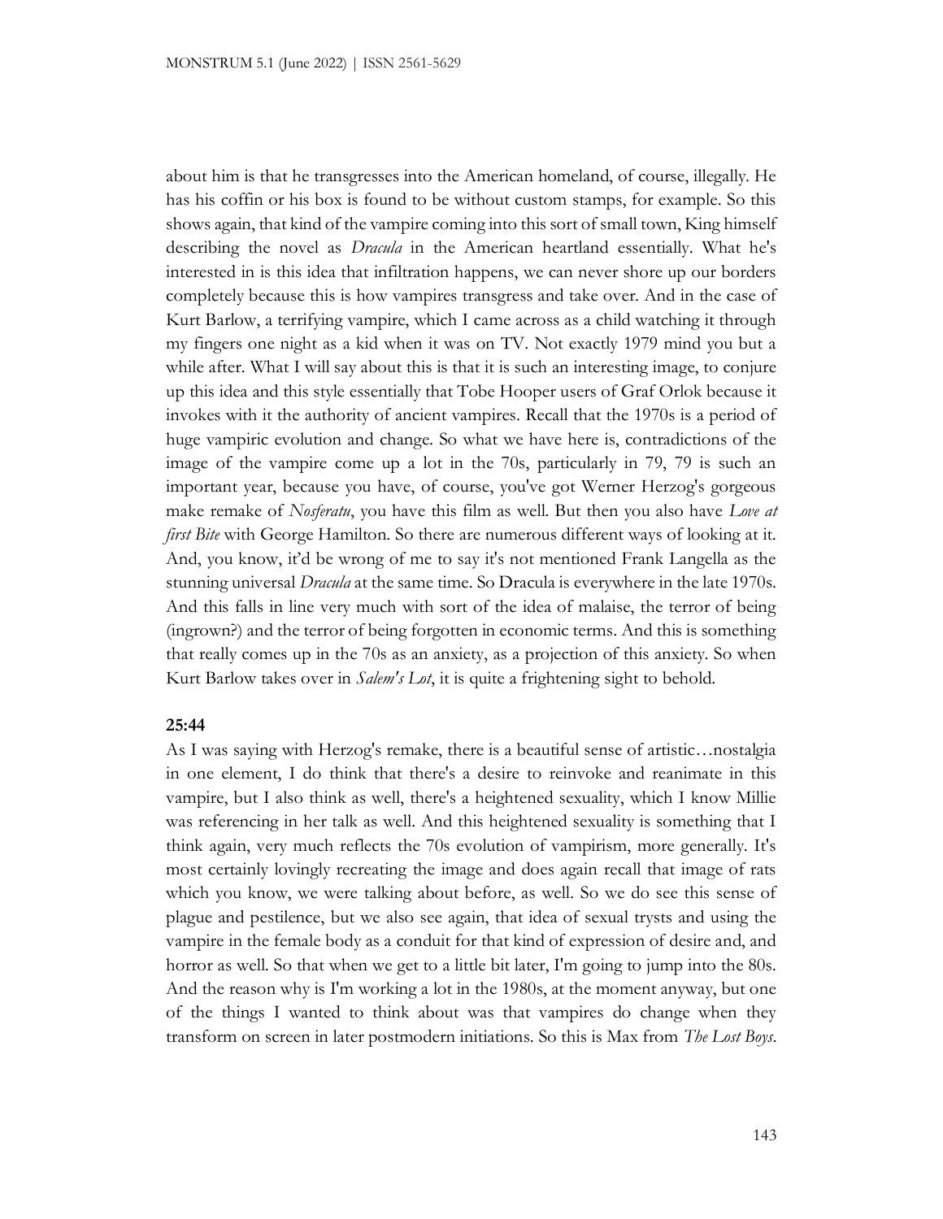about him is that he transgresses into the American homeland, of course, illegally. He has his coffin or his box is found to be without custom stamps, for example. So this shows again, that kind of the vampire coming into this sort of small town, King himself describing the novel as *Dracula* in the American heartland essentially. What he's interested in is this idea that infiltration happens, we can never shore up our borders completely because this is how vampires transgress and take over. And in the case of Kurt Barlow, a terrifying vampire, which I came across as a child watching it through my fingers one night as a kid when it was on TV. Not exactly 1979 mind you but a while after. What I will say about this is that it is such an interesting image, to conjure up this idea and this style essentially that Tobe Hooper users of Graf Orlok because it invokes with it the authority of ancient vampires. Recall that the 1970s is a period of huge vampiric evolution and change. So what we have here is, contradictions of the image of the vampire come up a lot in the 70s, particularly in 79, 79 is such an important year, because you have, of course, you've got Werner Herzog's gorgeous make remake of *Nosferatu*, you have this film as well. But then you also have *Love at first Bite* with George Hamilton. So there are numerous different ways of looking at it. And, you know, it'd be wrong of me to say it's not mentioned Frank Langella as the stunning universal *Dracula* at the same time. So Dracula is everywhere in the late 1970s. And this falls in line very much with sort of the idea of malaise, the terror of being (ingrown?) and the terror of being forgotten in economic terms. And this is something that really comes up in the 70s as an anxiety, as a projection of this anxiety. So when Kurt Barlow takes over in *Salem's Lot*, it is quite a frightening sight to behold.

**25:44**

As I was saying with Herzog's remake, there is a beautiful sense of artistic…nostalgia in one element, I do think that there's a desire to reinvoke and reanimate in this vampire, but I also think as well, there's a heightened sexuality, which I know Millie was referencing in her talk as well. And this heightened sexuality is something that I think again, very much reflects the 70s evolution of vampirism, more generally. It's most certainly lovingly recreating the image and does again recall that image of rats which you know, we were talking about before, as well. So we do see this sense of plague and pestilence, but we also see again, that idea of sexual trysts and using the vampire in the female body as a conduit for that kind of expression of desire and, and horror as well. So that when we get to a little bit later, I'm going to jump into the 80s. And the reason why is I'm working a lot in the 1980s, at the moment anyway, but one of the things I wanted to think about was that vampires do change when they transform on screen in later postmodern initiations. So this is Max from *The Lost Boys*.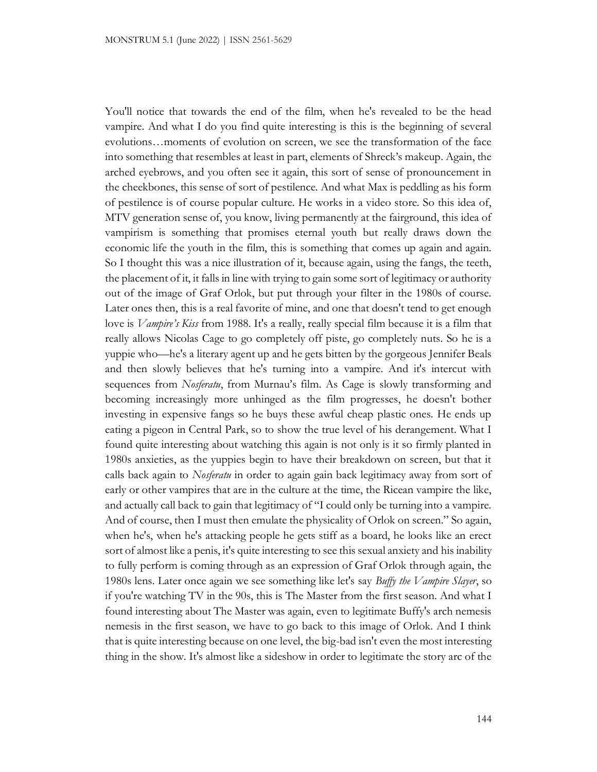You'll notice that towards the end of the film, when he's revealed to be the head vampire. And what I do you find quite interesting is this is the beginning of several evolutions…moments of evolution on screen, we see the transformation of the face into something that resembles at least in part, elements of Shreck's makeup. Again, the arched eyebrows, and you often see it again, this sort of sense of pronouncement in the cheekbones, this sense of sort of pestilence. And what Max is peddling as his form of pestilence is of course popular culture. He works in a video store. So this idea of, MTV generation sense of, you know, living permanently at the fairground, this idea of vampirism is something that promises eternal youth but really draws down the economic life the youth in the film, this is something that comes up again and again. So I thought this was a nice illustration of it, because again, using the fangs, the teeth, the placement of it, it falls in line with trying to gain some sort of legitimacy or authority out of the image of Graf Orlok, but put through your filter in the 1980s of course. Later ones then, this is a real favorite of mine, and one that doesn't tend to get enough love is *Vampire's Kiss* from 1988. It's a really, really special film because it is a film that really allows Nicolas Cage to go completely off piste, go completely nuts. So he is a yuppie who—he's a literary agent up and he gets bitten by the gorgeous Jennifer Beals and then slowly believes that he's turning into a vampire. And it's intercut with sequences from *Nosferatu*, from Murnau's film. As Cage is slowly transforming and becoming increasingly more unhinged as the film progresses, he doesn't bother investing in expensive fangs so he buys these awful cheap plastic ones. He ends up eating a pigeon in Central Park, so to show the true level of his derangement. What I found quite interesting about watching this again is not only is it so firmly planted in 1980s anxieties, as the yuppies begin to have their breakdown on screen, but that it calls back again to *Nosferatu* in order to again gain back legitimacy away from sort of early or other vampires that are in the culture at the time, the Ricean vampire the like, and actually call back to gain that legitimacy of "I could only be turning into a vampire. And of course, then I must then emulate the physicality of Orlok on screen." So again, when he's, when he's attacking people he gets stiff as a board, he looks like an erect sort of almost like a penis, it's quite interesting to see this sexual anxiety and his inability to fully perform is coming through as an expression of Graf Orlok through again, the 1980s lens. Later once again we see something like let's say *Buffy the Vampire Slayer*, so if you're watching TV in the 90s, this is The Master from the first season. And what I found interesting about The Master was again, even to legitimate Buffy's arch nemesis nemesis in the first season, we have to go back to this image of Orlok. And I think that is quite interesting because on one level, the big-bad isn't even the most interesting thing in the show. It's almost like a sideshow in order to legitimate the story arc of the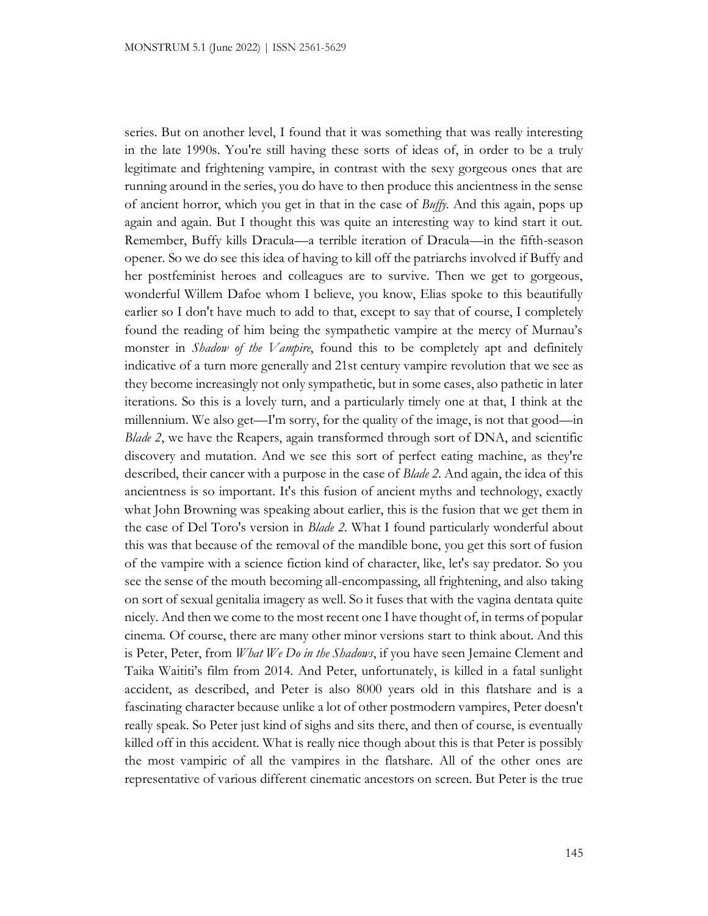series. But on another level, I found that it was something that was really interesting in the late 1990s. You're still having these sorts of ideas of, in order to be a truly legitimate and frightening vampire, in contrast with the sexy gorgeous ones that are running around in the series, you do have to then produce this ancientness in the sense of ancient horror, which you get in that in the case of *Buffy*. And this again, pops up again and again. But I thought this was quite an interesting way to kind start it out. Remember, Buffy kills Dracula—a terrible iteration of Dracula—in the fifth-season opener. So we do see this idea of having to kill off the patriarchs involved if Buffy and her postfeminist heroes and colleagues are to survive. Then we get to gorgeous, wonderful Willem Dafoe whom I believe, you know, Elias spoke to this beautifully earlier so I don't have much to add to that, except to say that of course, I completely found the reading of him being the sympathetic vampire at the mercy of Murnau's monster in *Shadow of the Vampire*, found this to be completely apt and definitely indicative of a turn more generally and 21st century vampire revolution that we see as they become increasingly not only sympathetic, but in some cases, also pathetic in later iterations. So this is a lovely turn, and a particularly timely one at that, I think at the millennium. We also get—I'm sorry, for the quality of the image, is not that good—in *Blade 2*, we have the Reapers, again transformed through sort of DNA, and scientific discovery and mutation. And we see this sort of perfect eating machine, as they're described, their cancer with a purpose in the case of *Blade 2*. And again, the idea of this ancientness is so important. It's this fusion of ancient myths and technology, exactly what John Browning was speaking about earlier, this is the fusion that we get them in the case of Del Toro's version in *Blade 2*. What I found particularly wonderful about this was that because of the removal of the mandible bone, you get this sort of fusion of the vampire with a science fiction kind of character, like, let's say predator. So you see the sense of the mouth becoming all-encompassing, all frightening, and also taking on sort of sexual genitalia imagery as well. So it fuses that with the vagina dentata quite nicely. And then we come to the most recent one I have thought of, in terms of popular cinema. Of course, there are many other minor versions start to think about. And this is Peter, Peter, from *What We Do in the Shadows*, if you have seen Jemaine Clement and Taika Waititi's film from 2014. And Peter, unfortunately, is killed in a fatal sunlight accident, as described, and Peter is also 8000 years old in this flatshare and is a fascinating character because unlike a lot of other postmodern vampires, Peter doesn't really speak. So Peter just kind of sighs and sits there, and then of course, is eventually killed off in this accident. What is really nice though about this is that Peter is possibly the most vampiric of all the vampires in the flatshare. All of the other ones are representative of various different cinematic ancestors on screen. But Peter is the true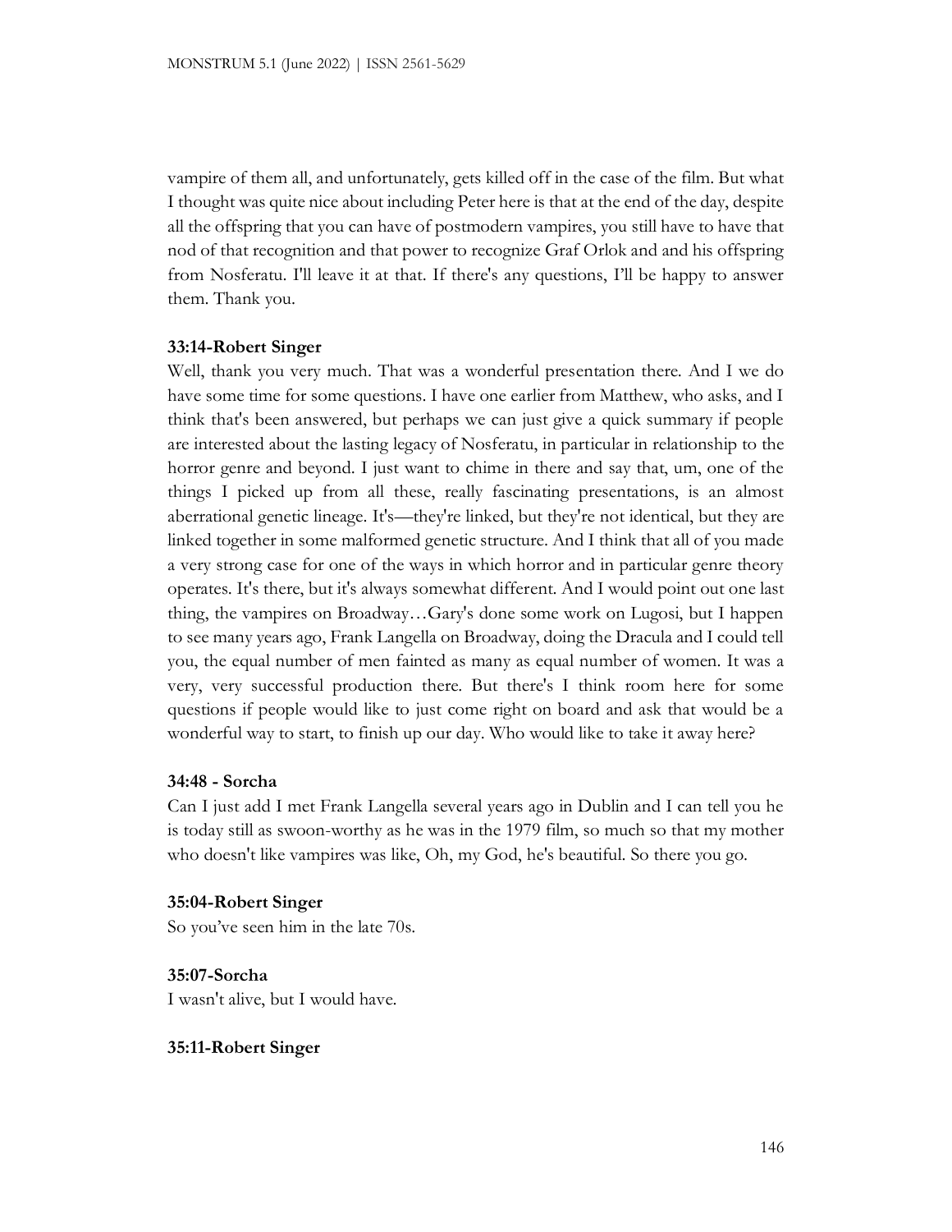vampire of them all, and unfortunately, gets killed off in the case of the film. But what I thought was quite nice about including Peter here is that at the end of the day, despite all the offspring that you can have of postmodern vampires, you still have to have that nod of that recognition and that power to recognize Graf Orlok and and his offspring from Nosferatu. I'll leave it at that. If there's any questions, I'll be happy to answer them. Thank you.

**33:14-Robert Singer**

Well, thank you very much. That was a wonderful presentation there. And I we do have some time for some questions. I have one earlier from Matthew, who asks, and I think that's been answered, but perhaps we can just give a quick summary if people are interested about the lasting legacy of Nosferatu, in particular in relationship to the horror genre and beyond. I just want to chime in there and say that, um, one of the things I picked up from all these, really fascinating presentations, is an almost aberrational genetic lineage. It's—they're linked, but they're not identical, but they are linked together in some malformed genetic structure. And I think that all of you made a very strong case for one of the ways in which horror and in particular genre theory operates. It's there, but it's always somewhat different. And I would point out one last thing, the vampires on Broadway…Gary's done some work on Lugosi, but I happen to see many years ago, Frank Langella on Broadway, doing the Dracula and I could tell you, the equal number of men fainted as many as equal number of women. It was a very, very successful production there. But there's I think room here for some questions if people would like to just come right on board and ask that would be a wonderful way to start, to finish up our day. Who would like to take it away here?

**34:48 - Sorcha**

Can I just add I met Frank Langella several years ago in Dublin and I can tell you he is today still as swoon-worthy as he was in the 1979 film, so much so that my mother who doesn't like vampires was like, Oh, my God, he's beautiful. So there you go.

**35:04-Robert Singer**

So you've seen him in the late 70s.

**35:07-Sorcha**

I wasn't alive, but I would have.

**35:11-Robert Singer**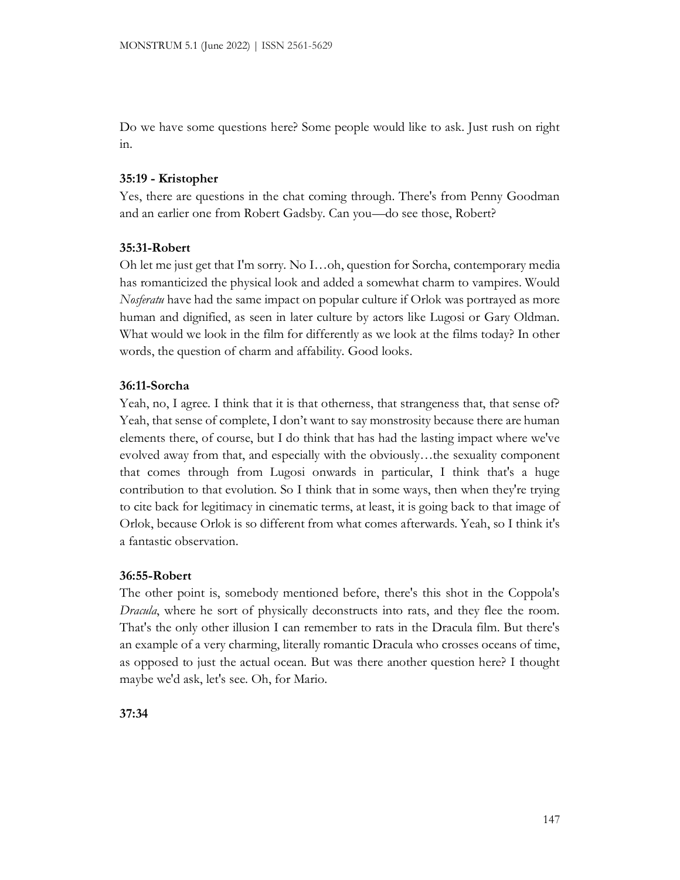Do we have some questions here? Some people would like to ask. Just rush on right in.

**35:19 - Kristopher**

Yes, there are questions in the chat coming through. There's from Penny Goodman and an earlier one from Robert Gadsby. Can you—do see those, Robert?

**35:31-Robert**

Oh let me just get that I'm sorry. No I…oh, question for Sorcha, contemporary media has romanticized the physical look and added a somewhat charm to vampires. Would *Nosferatu* have had the same impact on popular culture if Orlok was portrayed as more human and dignified, as seen in later culture by actors like Lugosi or Gary Oldman. What would we look in the film for differently as we look at the films today? In other words, the question of charm and affability. Good looks.

**36:11-Sorcha**

Yeah, no, I agree. I think that it is that otherness, that strangeness that, that sense of? Yeah, that sense of complete, I don't want to say monstrosity because there are human elements there, of course, but I do think that has had the lasting impact where we've evolved away from that, and especially with the obviously…the sexuality component that comes through from Lugosi onwards in particular, I think that's a huge contribution to that evolution. So I think that in some ways, then when they're trying to cite back for legitimacy in cinematic terms, at least, it is going back to that image of Orlok, because Orlok is so different from what comes afterwards. Yeah, so I think it's a fantastic observation.

**36:55-Robert**

The other point is, somebody mentioned before, there's this shot in the Coppola's *Dracula*, where he sort of physically deconstructs into rats, and they flee the room. That's the only other illusion I can remember to rats in the Dracula film. But there's an example of a very charming, literally romantic Dracula who crosses oceans of time, as opposed to just the actual ocean. But was there another question here? I thought maybe we'd ask, let's see. Oh, for Mario.

**37:34**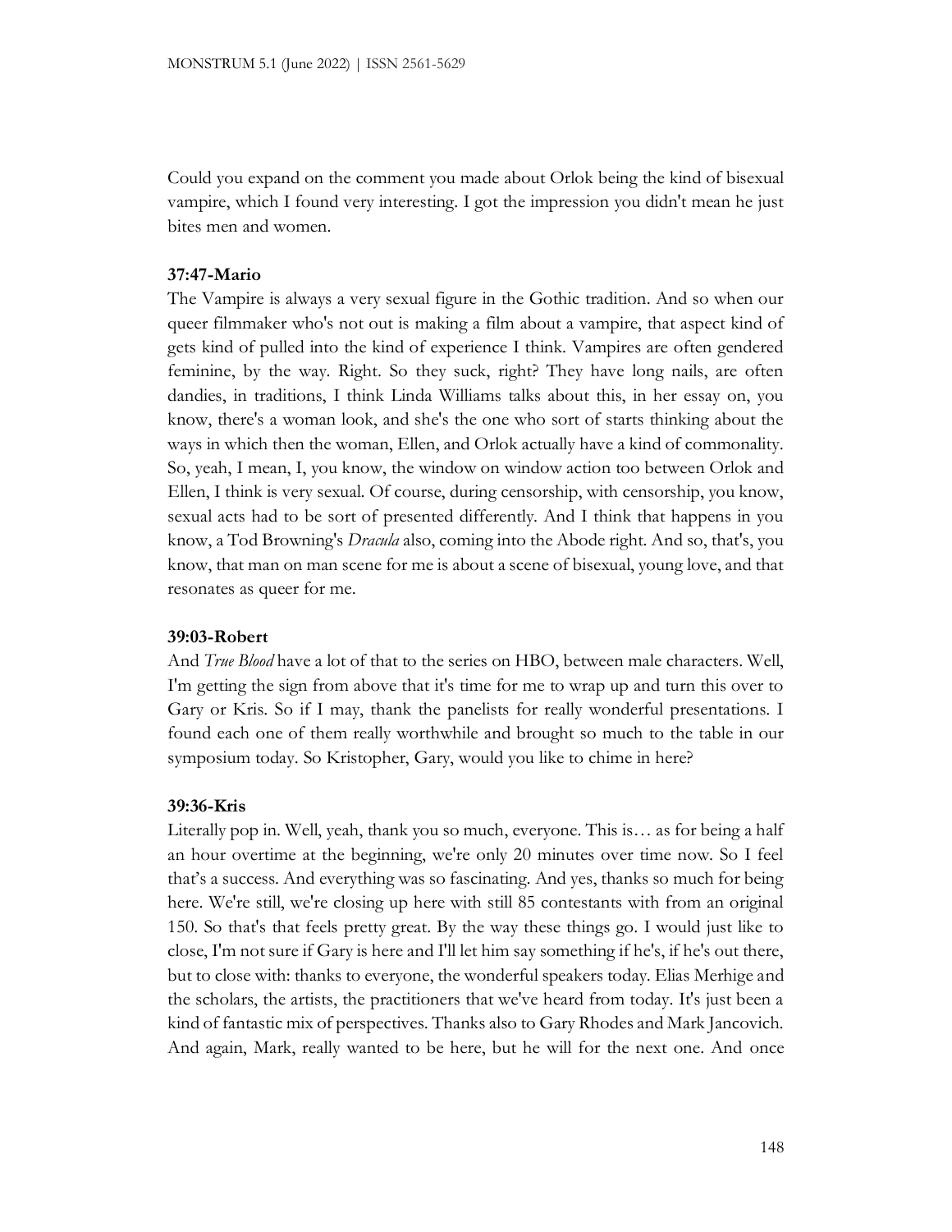Could you expand on the comment you made about Orlok being the kind of bisexual vampire, which I found very interesting. I got the impression you didn't mean he just bites men and women.

**37:47-Mario**

The Vampire is always a very sexual figure in the Gothic tradition. And so when our queer filmmaker who's not out is making a film about a vampire, that aspect kind of gets kind of pulled into the kind of experience I think. Vampires are often gendered feminine, by the way. Right. So they suck, right? They have long nails, are often dandies, in traditions, I think Linda Williams talks about this, in her essay on, you know, there's a woman look, and she's the one who sort of starts thinking about the ways in which then the woman, Ellen, and Orlok actually have a kind of commonality. So, yeah, I mean, I, you know, the window on window action too between Orlok and Ellen, I think is very sexual. Of course, during censorship, with censorship, you know, sexual acts had to be sort of presented differently. And I think that happens in you know, a Tod Browning's *Dracula* also, coming into the Abode right. And so, that's, you know, that man on man scene for me is about a scene of bisexual, young love, and that resonates as queer for me.

**39:03-Robert**

And *True Blood* have a lot of that to the series on HBO, between male characters. Well, I'm getting the sign from above that it's time for me to wrap up and turn this over to Gary or Kris. So if I may, thank the panelists for really wonderful presentations. I found each one of them really worthwhile and brought so much to the table in our symposium today. So Kristopher, Gary, would you like to chime in here?

**39:36-Kris**

Literally pop in. Well, yeah, thank you so much, everyone. This is… as for being a half an hour overtime at the beginning, we're only 20 minutes over time now. So I feel that's a success. And everything was so fascinating. And yes, thanks so much for being here. We're still, we're closing up here with still 85 contestants with from an original 150. So that's that feels pretty great. By the way these things go. I would just like to close, I'm not sure if Gary is here and I'll let him say something if he's, if he's out there, but to close with: thanks to everyone, the wonderful speakers today. Elias Merhige and the scholars, the artists, the practitioners that we've heard from today. It's just been a kind of fantastic mix of perspectives. Thanks also to Gary Rhodes and Mark Jancovich. And again, Mark, really wanted to be here, but he will for the next one. And once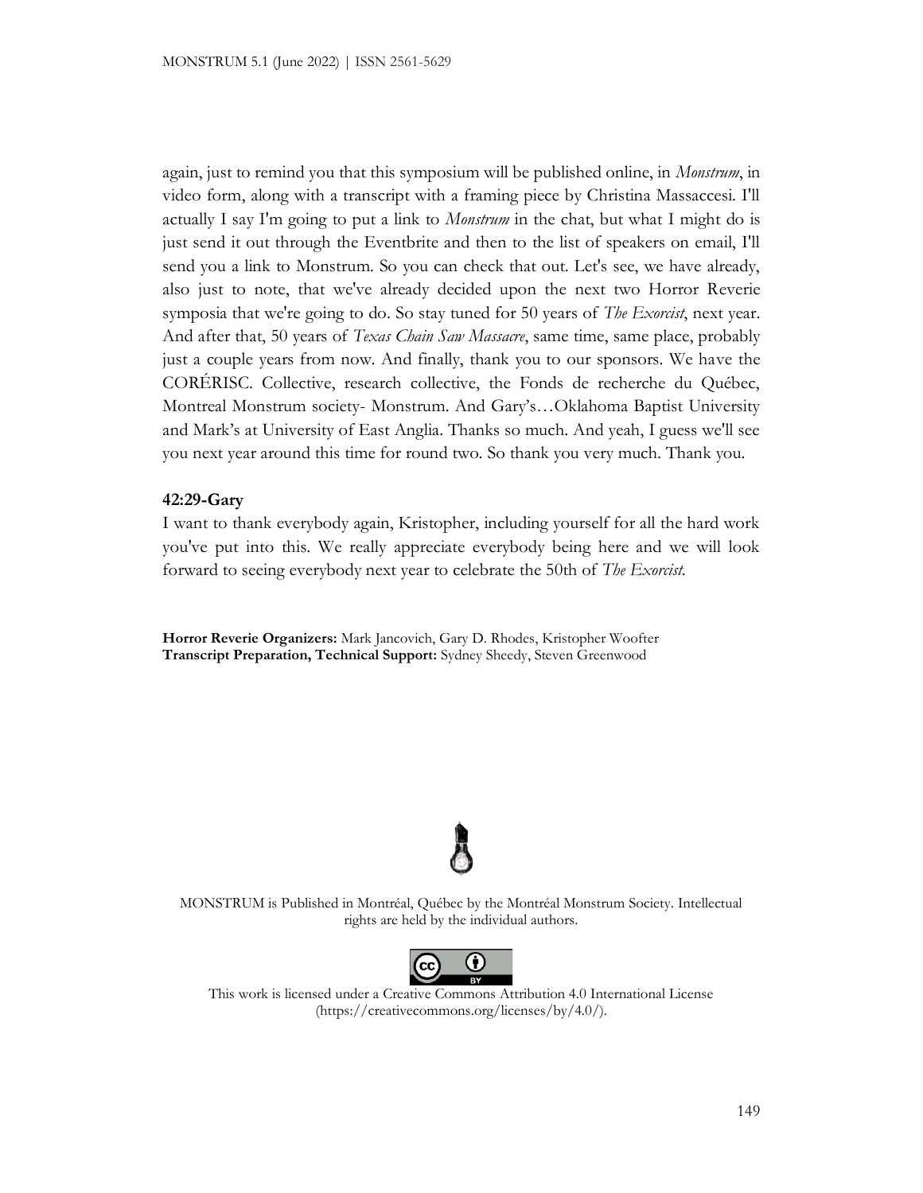again, just to remind you that this symposium will be published online, in *Monstrum*, in video form, along with a transcript with a framing piece by Christina Massaccesi. I'll actually I say I'm going to put a link to *Monstrum* in the chat, but what I might do is just send it out through the Eventbrite and then to the list of speakers on email, I'll send you a link to Monstrum. So you can check that out. Let's see, we have already, also just to note, that we've already decided upon the next two Horror Reverie symposia that we're going to do. So stay tuned for 50 years of *The Exorcist*, next year. And after that, 50 years of *Texas Chain Saw Massacre*, same time, same place, probably just a couple years from now. And finally, thank you to our sponsors. We have the CORÉRISC. Collective, research collective, the Fonds de recherche du Québec, Montreal Monstrum society- Monstrum. And Gary's…Oklahoma Baptist University and Mark's at University of East Anglia. Thanks so much. And yeah, I guess we'll see you next year around this time for round two. So thank you very much. Thank you.

**42:29-Gary**

I want to thank everybody again, Kristopher, including yourself for all the hard work you've put into this. We really appreciate everybody being here and we will look forward to seeing everybody next year to celebrate the 50th of *The Exorcist*.

**Horror Reverie Organizers:** Mark Jancovich, Gary D. Rhodes, Kristopher Woofter
**Transcript Preparation, Technical Support:** Sydney Sheedy, Steven Greenwood

MONSTRUM is Published in Montréal, Québec by the Montréal Monstrum Society. Intellectual rights are held by the individual authors.

This work is licensed under a Creative Commons Attribution 4.0 International License (https://creativecommons.org/licenses/by/4.0/).